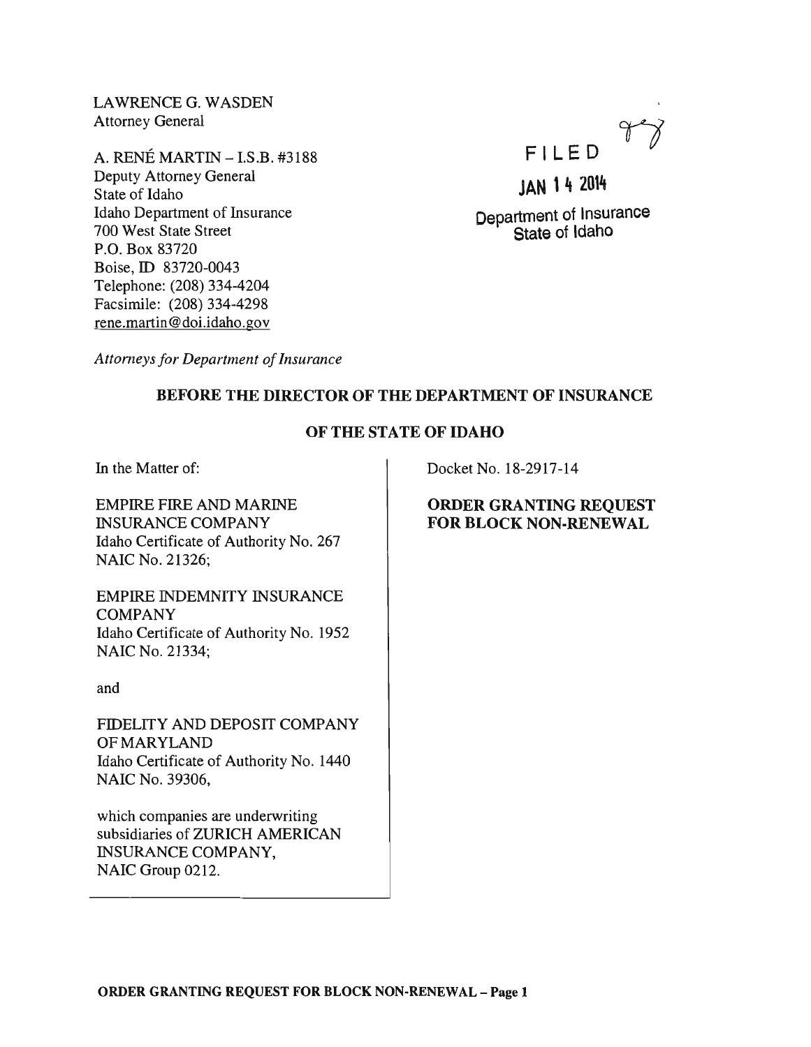LAWRENCE G. WASDEN
Attorney General

A. RENÉ MARTIN – I.S.B. #3188
Deputy Attorney General
State of Idaho
Idaho Department of Insurance
700 West State Street
P.O. Box 83720
Boise, ID 83720-0043
Telephone: (208) 334-4204
Facsimile: (208) 334-4298
rene.martin@doi.idaho.gov

*Attorneys for Department of Insurance*

FILED

JAN 14 2014

Department of Insurance
State of Idaho

**BEFORE THE DIRECTOR OF THE DEPARTMENT OF INSURANCE**

**OF THE STATE OF IDAHO**

In the Matter of:

EMPIRE FIRE AND MARINE INSURANCE COMPANY
Idaho Certificate of Authority No. 267
NAIC No. 21326;

EMPIRE INDEMNITY INSURANCE COMPANY
Idaho Certificate of Authority No. 1952
NAIC No. 21334;

and

FIDELITY AND DEPOSIT COMPANY OF MARYLAND
Idaho Certificate of Authority No. 1440
NAIC No. 39306,

which companies are underwriting subsidiaries of ZURICH AMERICAN INSURANCE COMPANY,
NAIC Group 0212.

Docket No. 18-2917-14

**ORDER GRANTING REQUEST FOR BLOCK NON-RENEWAL**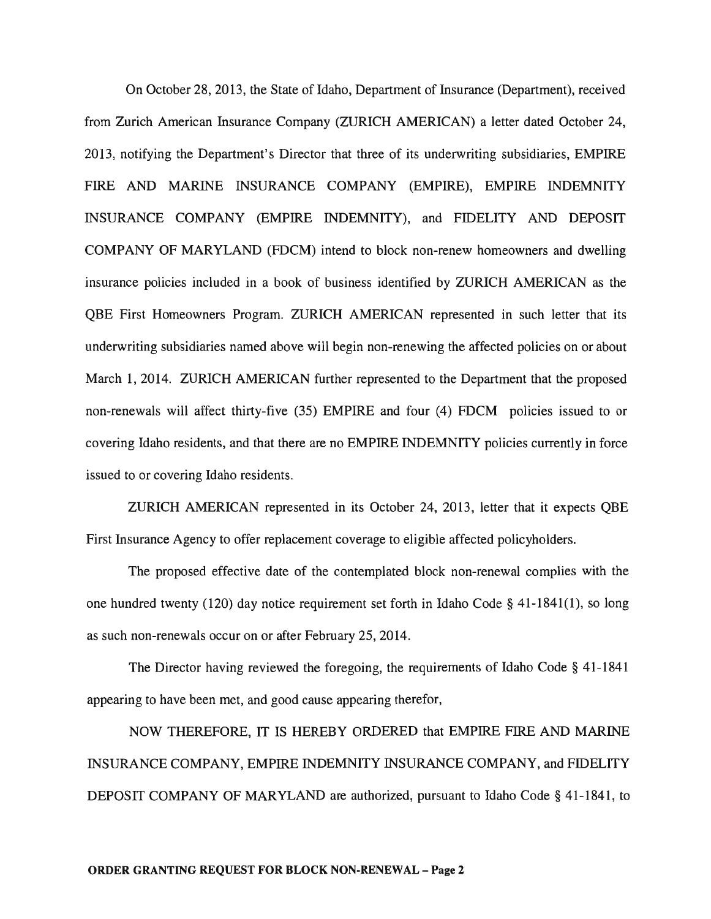On October 28, 2013, the State of Idaho, Department of Insurance (Department), received from Zurich American Insurance Company (ZURICH AMERICAN) a letter dated October 24, 2013, notifying the Department's Director that three of its underwriting subsidiaries, EMPIRE FIRE AND MARINE INSURANCE COMPANY (EMPIRE), EMPIRE INDEMNITY INSURANCE COMPANY (EMPIRE INDEMNITY), and FIDELITY AND DEPOSIT COMPANY OF MARYLAND (FDCM) intend to block non-renew homeowners and dwelling insurance policies included in a book of business identified by ZURICH AMERICAN as the QBE First Homeowners Program. ZURICH AMERICAN represented in such letter that its underwriting subsidiaries named above will begin non-renewing the affected policies on or about March 1, 2014. ZURICH AMERICAN further represented to the Department that the proposed non-renewals will affect thirty-five (35) EMPIRE and four (4) FDCM policies issued to or covering Idaho residents, and that there are no EMPIRE INDEMNITY policies currently in force issued to or covering Idaho residents.

ZURICH AMERICAN represented in its October 24, 2013, letter that it expects QBE First Insurance Agency to offer replacement coverage to eligible affected policyholders.

The proposed effective date of the contemplated block non-renewal complies with the one hundred twenty (120) day notice requirement set forth in Idaho Code § 41-1841(1), so long as such non-renewals occur on or after February 25, 2014.

The Director having reviewed the foregoing, the requirements of Idaho Code § 41-1841 appearing to have been met, and good cause appearing therefor,

NOW THEREFORE, IT IS HEREBY ORDERED that EMPIRE FIRE AND MARINE INSURANCE COMPANY, EMPIRE INDEMNITY INSURANCE COMPANY, and FIDELITY DEPOSIT COMPANY OF MARYLAND are authorized, pursuant to Idaho Code § 41-1841, to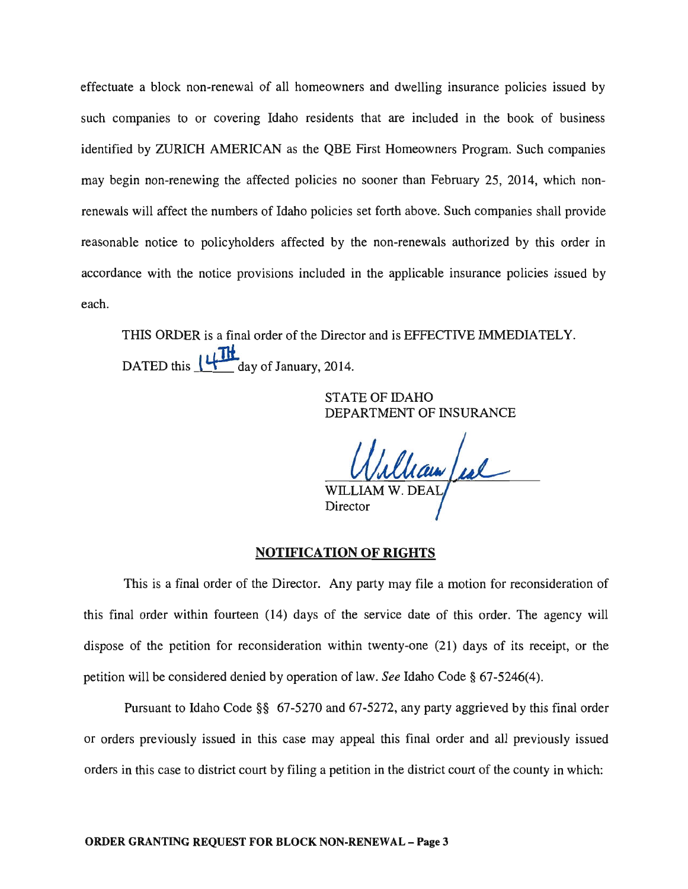effectuate a block non-renewal of all homeowners and dwelling insurance policies issued by such companies to or covering Idaho residents that are included in the book of business identified by ZURICH AMERICAN as the QBE First Homeowners Program. Such companies may begin non-renewing the affected policies no sooner than February 25, 2014, which non-renewals will affect the numbers of Idaho policies set forth above. Such companies shall provide reasonable notice to policyholders affected by the non-renewals authorized by this order in accordance with the notice provisions included in the applicable insurance policies issued by each.

THIS ORDER is a final order of the Director and is EFFECTIVE IMMEDIATELY.

DATED this 14TH day of January, 2014.

STATE OF IDAHO
DEPARTMENT OF INSURANCE

William Deal

WILLIAM W. DEAL
Director

## NOTIFICATION OF RIGHTS

This is a final order of the Director. Any party may file a motion for reconsideration of this final order within fourteen (14) days of the service date of this order. The agency will dispose of the petition for reconsideration within twenty-one (21) days of its receipt, or the petition will be considered denied by operation of law. *See* Idaho Code § 67-5246(4).

Pursuant to Idaho Code §§ 67-5270 and 67-5272, any party aggrieved by this final order or orders previously issued in this case may appeal this final order and all previously issued orders in this case to district court by filing a petition in the district court of the county in which:

**ORDER GRANTING REQUEST FOR BLOCK NON-RENEWAL – Page 3**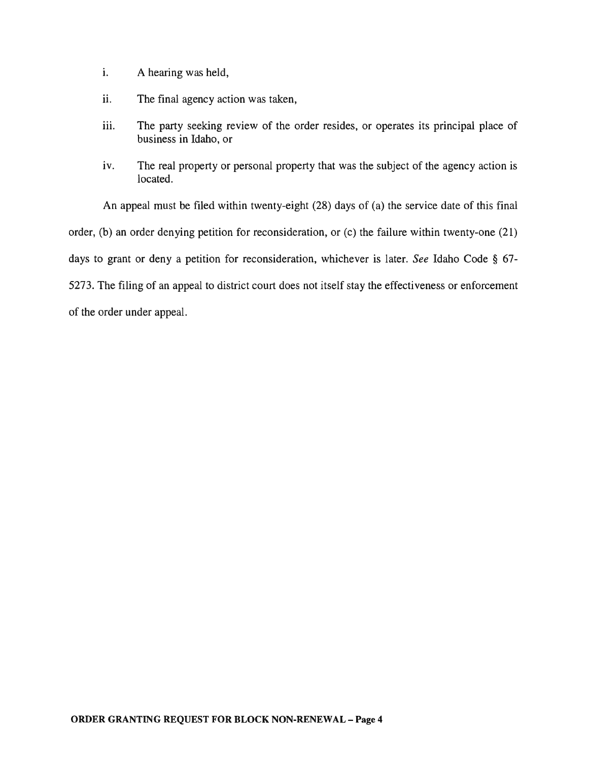i. A hearing was held,

ii. The final agency action was taken,

iii. The party seeking review of the order resides, or operates its principal place of business in Idaho, or

iv. The real property or personal property that was the subject of the agency action is located.

An appeal must be filed within twenty-eight (28) days of (a) the service date of this final order, (b) an order denying petition for reconsideration, or (c) the failure within twenty-one (21) days to grant or deny a petition for reconsideration, whichever is later. *See* Idaho Code § 67-5273. The filing of an appeal to district court does not itself stay the effectiveness or enforcement of the order under appeal.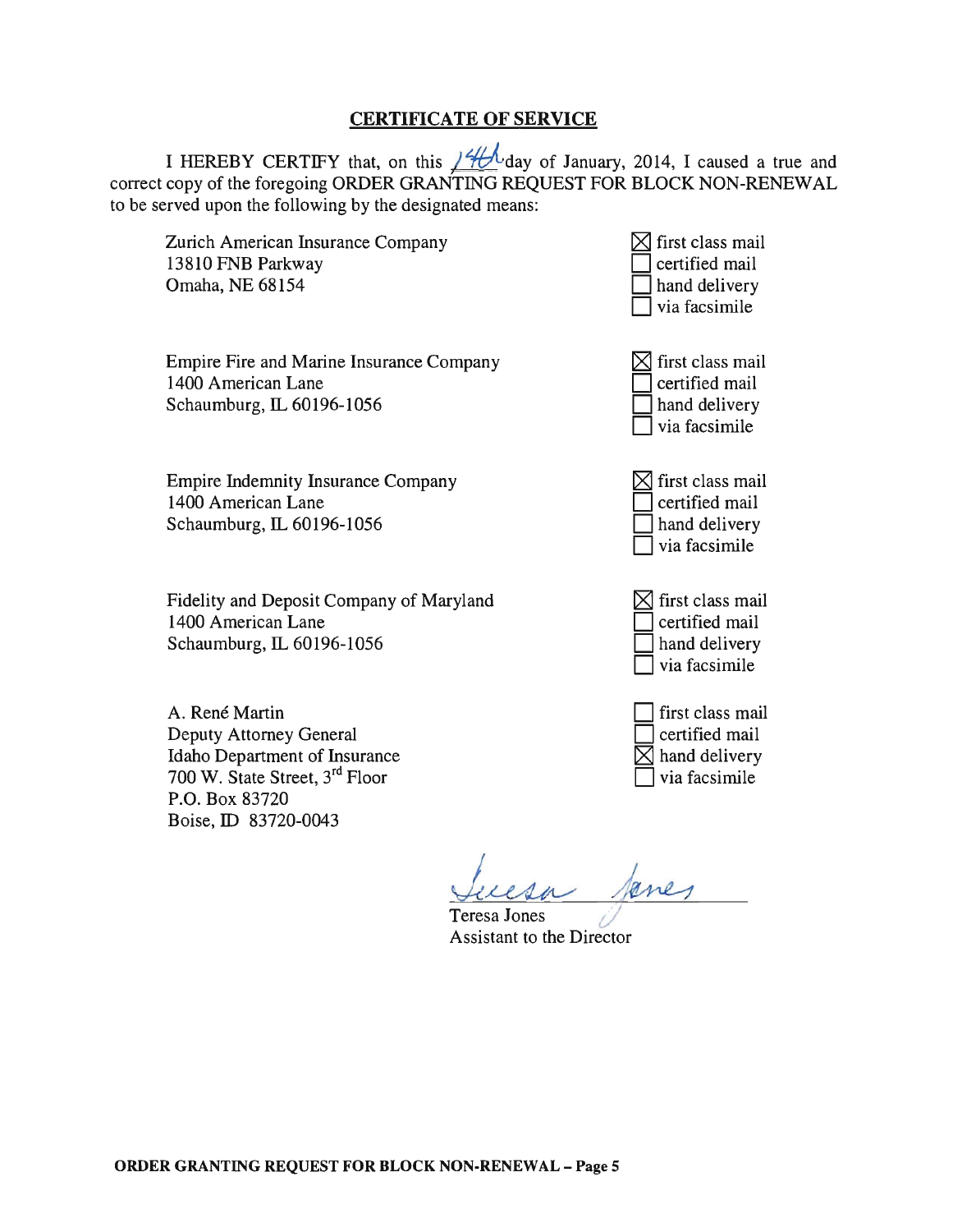## CERTIFICATE OF SERVICE

I HEREBY CERTIFY that, on this 14th day of January, 2014, I caused a true and correct copy of the foregoing ORDER GRANTING REQUEST FOR BLOCK NON-RENEWAL to be served upon the following by the designated means:

| | |
|---|---|
| Zurich American Insurance Company<br>13810 FNB Parkway<br>Omaha, NE 68154 | ☒ first class mail<br>☐ certified mail<br>☐ hand delivery<br>☐ via facsimile |
| Empire Fire and Marine Insurance Company<br>1400 American Lane<br>Schaumburg, IL 60196-1056 | ☒ first class mail<br>☐ certified mail<br>☐ hand delivery<br>☐ via facsimile |
| Empire Indemnity Insurance Company<br>1400 American Lane<br>Schaumburg, IL 60196-1056 | ☒ first class mail<br>☐ certified mail<br>☐ hand delivery<br>☐ via facsimile |
| Fidelity and Deposit Company of Maryland<br>1400 American Lane<br>Schaumburg, IL 60196-1056 | ☒ first class mail<br>☐ certified mail<br>☐ hand delivery<br>☐ via facsimile |
| A. René Martin<br>Deputy Attorney General<br>Idaho Department of Insurance<br>700 W. State Street, 3rd Floor<br>P.O. Box 83720<br>Boise, ID 83720-0043 | ☐ first class mail<br>☐ certified mail<br>☒ hand delivery<br>☐ via facsimile |

Teresa Jones
Assistant to the Director

**ORDER GRANTING REQUEST FOR BLOCK NON-RENEWAL – Page 5**